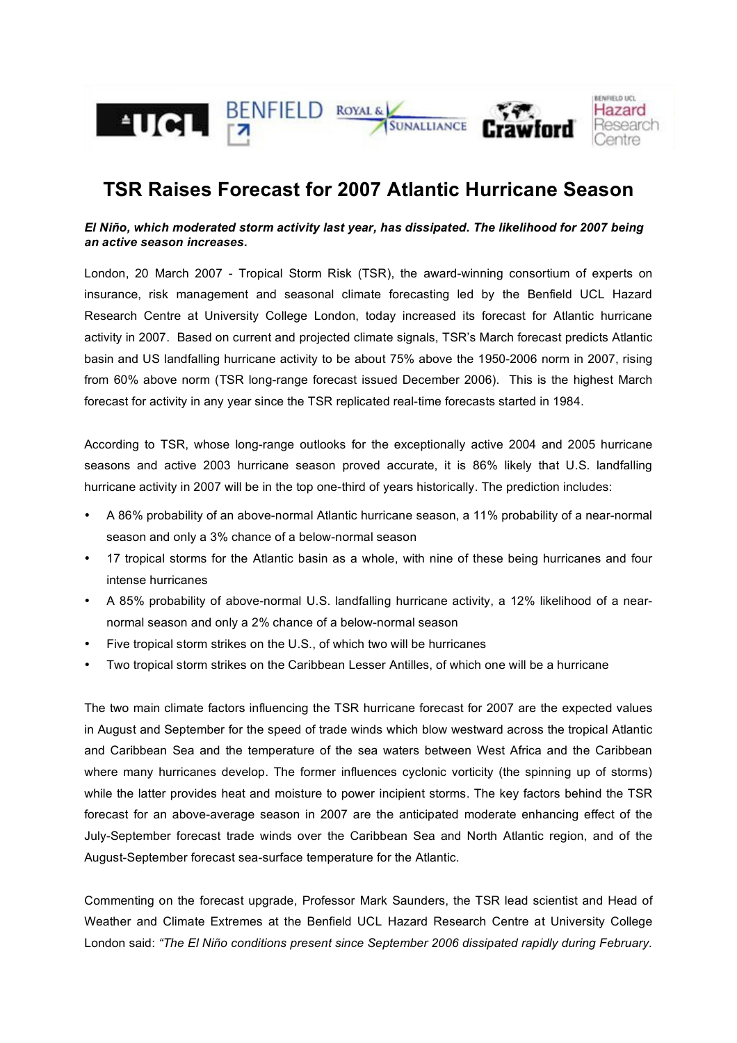# TSR Raises Forecast for 2007 Atlantic Hurricane Season

***El Niño, which moderated storm activity last year, has dissipated. The likelihood for 2007 being an active season increases.***

London, 20 March 2007 - Tropical Storm Risk (TSR), the award-winning consortium of experts on insurance, risk management and seasonal climate forecasting led by the Benfield UCL Hazard Research Centre at University College London, today increased its forecast for Atlantic hurricane activity in 2007. Based on current and projected climate signals, TSR's March forecast predicts Atlantic basin and US landfalling hurricane activity to be about 75% above the 1950-2006 norm in 2007, rising from 60% above norm (TSR long-range forecast issued December 2006). This is the highest March forecast for activity in any year since the TSR replicated real-time forecasts started in 1984.

According to TSR, whose long-range outlooks for the exceptionally active 2004 and 2005 hurricane seasons and active 2003 hurricane season proved accurate, it is 86% likely that U.S. landfalling hurricane activity in 2007 will be in the top one-third of years historically. The prediction includes:

- A 86% probability of an above-normal Atlantic hurricane season, a 11% probability of a near-normal season and only a 3% chance of a below-normal season
- 17 tropical storms for the Atlantic basin as a whole, with nine of these being hurricanes and four intense hurricanes
- A 85% probability of above-normal U.S. landfalling hurricane activity, a 12% likelihood of a near-normal season and only a 2% chance of a below-normal season
- Five tropical storm strikes on the U.S., of which two will be hurricanes
- Two tropical storm strikes on the Caribbean Lesser Antilles, of which one will be a hurricane

The two main climate factors influencing the TSR hurricane forecast for 2007 are the expected values in August and September for the speed of trade winds which blow westward across the tropical Atlantic and Caribbean Sea and the temperature of the sea waters between West Africa and the Caribbean where many hurricanes develop. The former influences cyclonic vorticity (the spinning up of storms) while the latter provides heat and moisture to power incipient storms. The key factors behind the TSR forecast for an above-average season in 2007 are the anticipated moderate enhancing effect of the July-September forecast trade winds over the Caribbean Sea and North Atlantic region, and of the August-September forecast sea-surface temperature for the Atlantic.

Commenting on the forecast upgrade, Professor Mark Saunders, the TSR lead scientist and Head of Weather and Climate Extremes at the Benfield UCL Hazard Research Centre at University College London said: *"The El Niño conditions present since September 2006 dissipated rapidly during February.*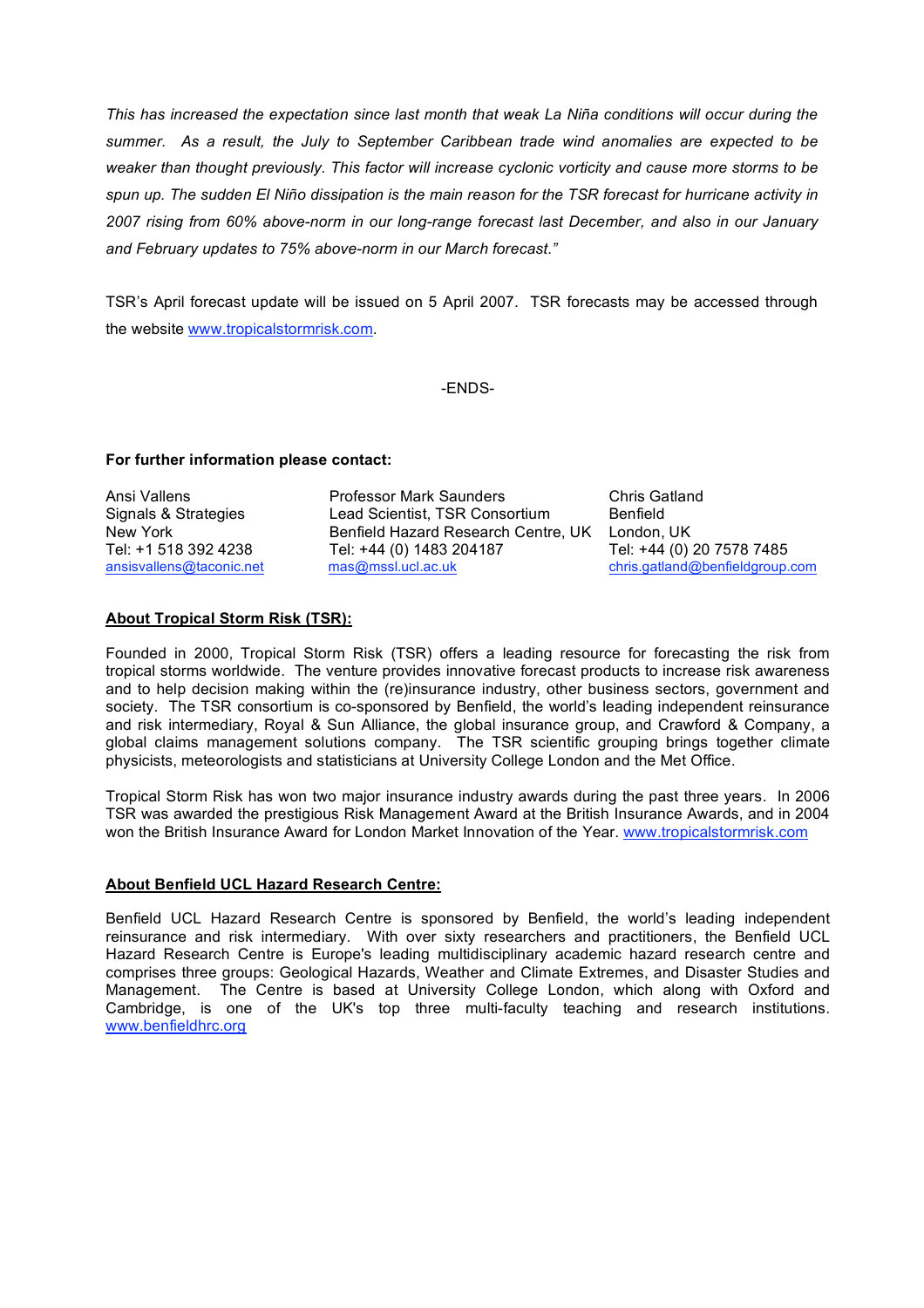*This has increased the expectation since last month that weak La Niña conditions will occur during the summer. As a result, the July to September Caribbean trade wind anomalies are expected to be weaker than thought previously. This factor will increase cyclonic vorticity and cause more storms to be spun up. The sudden El Niño dissipation is the main reason for the TSR forecast for hurricane activity in 2007 rising from 60% above-norm in our long-range forecast last December, and also in our January and February updates to 75% above-norm in our March forecast."*

TSR's April forecast update will be issued on 5 April 2007. TSR forecasts may be accessed through the website www.tropicalstormrisk.com.

-ENDS-

**For further information please contact:**

| | | |
|---|---|---|
| Ansi Vallens | Professor Mark Saunders | Chris Gatland |
| Signals & Strategies | Lead Scientist, TSR Consortium | Benfield |
| New York | Benfield Hazard Research Centre, UK | London, UK |
| Tel: +1 518 392 4238 | Tel: +44 (0) 1483 204187 | Tel: +44 (0) 20 7578 7485 |
| ansisvallens@taconic.net | mas@mssl.ucl.ac.uk | chris.gatland@benfieldgroup.com |

**About Tropical Storm Risk (TSR):**

Founded in 2000, Tropical Storm Risk (TSR) offers a leading resource for forecasting the risk from tropical storms worldwide. The venture provides innovative forecast products to increase risk awareness and to help decision making within the (re)insurance industry, other business sectors, government and society. The TSR consortium is co-sponsored by Benfield, the world's leading independent reinsurance and risk intermediary, Royal & Sun Alliance, the global insurance group, and Crawford & Company, a global claims management solutions company. The TSR scientific grouping brings together climate physicists, meteorologists and statisticians at University College London and the Met Office.

Tropical Storm Risk has won two major insurance industry awards during the past three years. In 2006 TSR was awarded the prestigious Risk Management Award at the British Insurance Awards, and in 2004 won the British Insurance Award for London Market Innovation of the Year. www.tropicalstormrisk.com

**About Benfield UCL Hazard Research Centre:**

Benfield UCL Hazard Research Centre is sponsored by Benfield, the world's leading independent reinsurance and risk intermediary. With over sixty researchers and practitioners, the Benfield UCL Hazard Research Centre is Europe's leading multidisciplinary academic hazard research centre and comprises three groups: Geological Hazards, Weather and Climate Extremes, and Disaster Studies and Management. The Centre is based at University College London, which along with Oxford and Cambridge, is one of the UK's top three multi-faculty teaching and research institutions. www.benfieldhrc.org